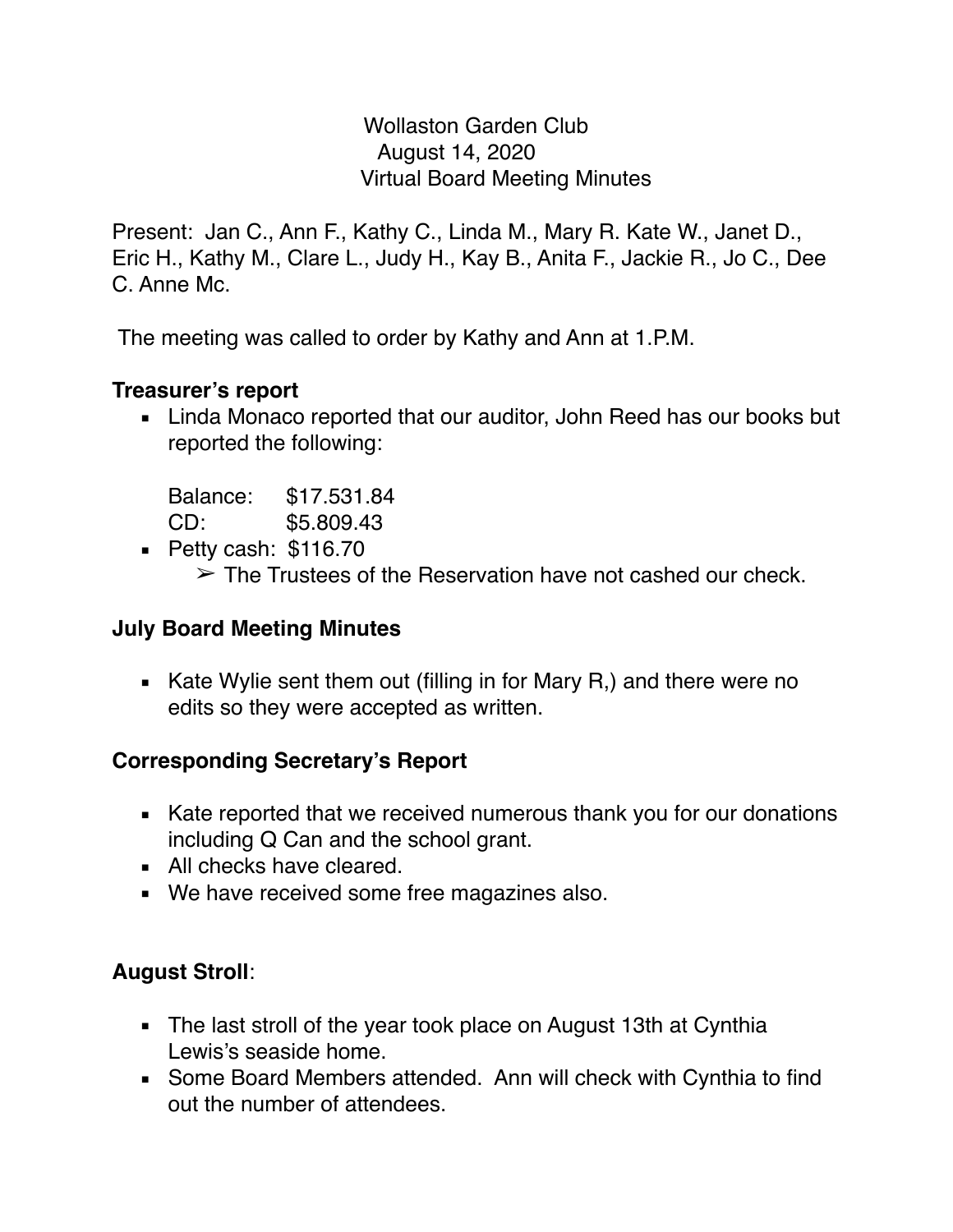Wollaston Garden Club
August 14, 2020
Virtual Board Meeting Minutes

Present: Jan C., Ann F., Kathy C., Linda M., Mary R. Kate W., Janet D., Eric H., Kathy M., Clare L., Judy H., Kay B., Anita F., Jackie R., Jo C., Dee C. Anne Mc.

The meeting was called to order by Kathy and Ann at 1.P.M.

**Treasurer's report**

- Linda Monaco reported that our auditor, John Reed has our books but reported the following:

  Balance: $17.531.84
  CD: $5.809.43
- Petty cash: $116.70
  - ➢ The Trustees of the Reservation have not cashed our check.

**July Board Meeting Minutes**

- Kate Wylie sent them out (filling in for Mary R,) and there were no edits so they were accepted as written.

**Corresponding Secretary's Report**

- Kate reported that we received numerous thank you for our donations including Q Can and the school grant.
- All checks have cleared.
- We have received some free magazines also.

**August Stroll**:

- The last stroll of the year took place on August 13th at Cynthia Lewis's seaside home.
- Some Board Members attended. Ann will check with Cynthia to find out the number of attendees.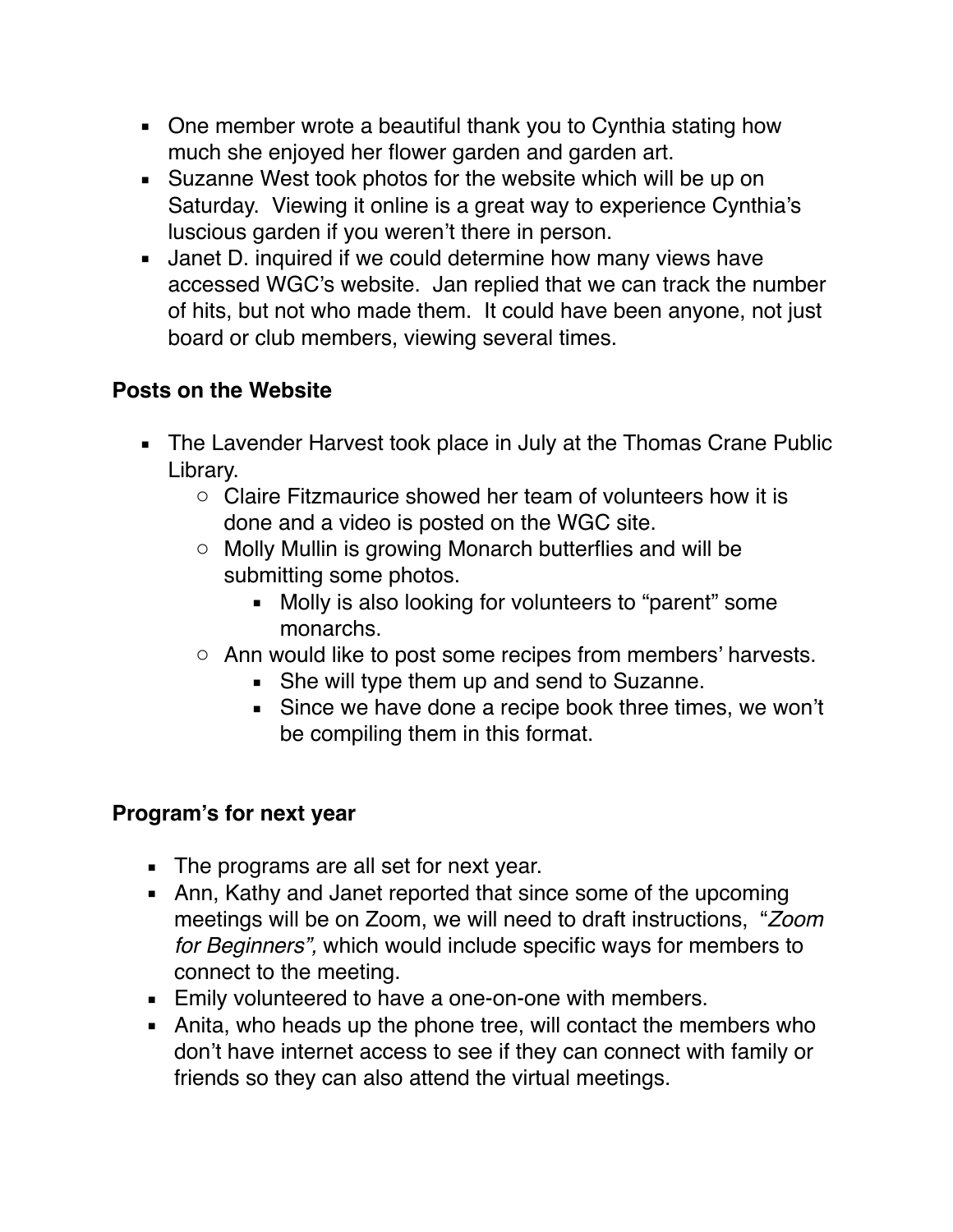- One member wrote a beautiful thank you to Cynthia stating how much she enjoyed her flower garden and garden art.
- Suzanne West took photos for the website which will be up on Saturday. Viewing it online is a great way to experience Cynthia's luscious garden if you weren't there in person.
- Janet D. inquired if we could determine how many views have accessed WGC's website. Jan replied that we can track the number of hits, but not who made them. It could have been anyone, not just board or club members, viewing several times.

**Posts on the Website**

- The Lavender Harvest took place in July at the Thomas Crane Public Library.
  - Claire Fitzmaurice showed her team of volunteers how it is done and a video is posted on the WGC site.
  - Molly Mullin is growing Monarch butterflies and will be submitting some photos.
    - Molly is also looking for volunteers to "parent" some monarchs.
  - Ann would like to post some recipes from members' harvests.
    - She will type them up and send to Suzanne.
    - Since we have done a recipe book three times, we won't be compiling them in this format.

**Program's for next year**

- The programs are all set for next year.
- Ann, Kathy and Janet reported that since some of the upcoming meetings will be on Zoom, we will need to draft instructions, "*Zoom for Beginners",* which would include specific ways for members to connect to the meeting.
- Emily volunteered to have a one-on-one with members.
- Anita, who heads up the phone tree, will contact the members who don't have internet access to see if they can connect with family or friends so they can also attend the virtual meetings.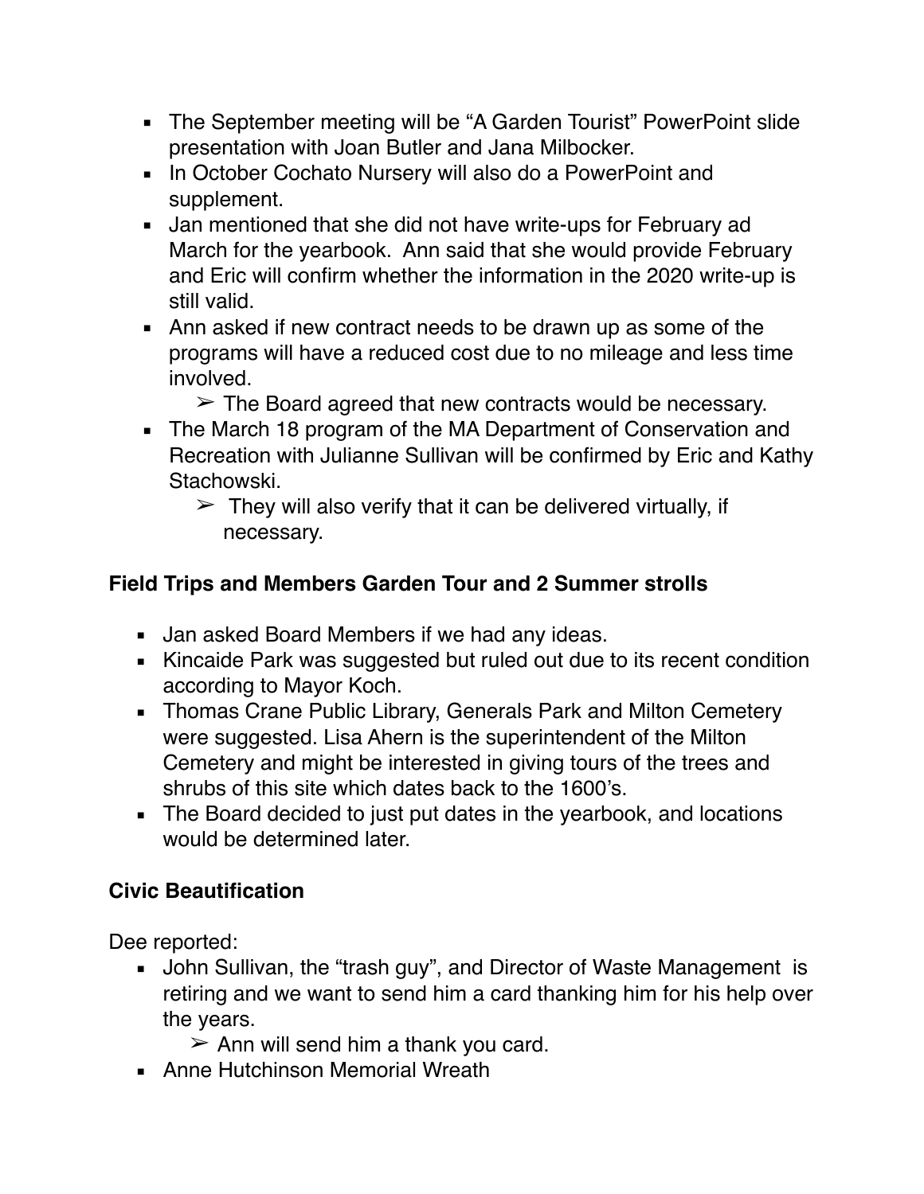- The September meeting will be “A Garden Tourist” PowerPoint slide presentation with Joan Butler and Jana Milbocker.
- In October Cochato Nursery will also do a PowerPoint and supplement.
- Jan mentioned that she did not have write-ups for February ad March for the yearbook. Ann said that she would provide February and Eric will confirm whether the information in the 2020 write-up is still valid.
- Ann asked if new contract needs to be drawn up as some of the programs will have a reduced cost due to no mileage and less time involved.
  - ➢ The Board agreed that new contracts would be necessary.
- The March 18 program of the MA Department of Conservation and Recreation with Julianne Sullivan will be confirmed by Eric and Kathy Stachowski.
  - ➢ They will also verify that it can be delivered virtually, if necessary.

## Field Trips and Members Garden Tour and 2 Summer strolls

- Jan asked Board Members if we had any ideas.
- Kincaide Park was suggested but ruled out due to its recent condition according to Mayor Koch.
- Thomas Crane Public Library, Generals Park and Milton Cemetery were suggested. Lisa Ahern is the superintendent of the Milton Cemetery and might be interested in giving tours of the trees and shrubs of this site which dates back to the 1600’s.
- The Board decided to just put dates in the yearbook, and locations would be determined later.

## Civic Beautification

Dee reported:

- John Sullivan, the “trash guy”, and Director of Waste Management is retiring and we want to send him a card thanking him for his help over the years.
  - ➢ Ann will send him a thank you card.
- Anne Hutchinson Memorial Wreath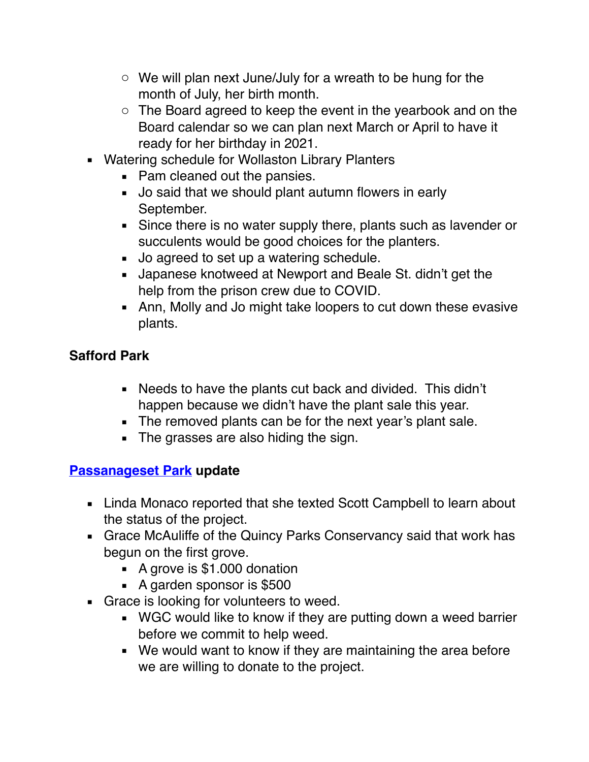- We will plan next June/July for a wreath to be hung for the month of July, her birth month.
    - The Board agreed to keep the event in the yearbook and on the Board calendar so we can plan next March or April to have it ready for her birthday in 2021.
- Watering schedule for Wollaston Library Planters
    - Pam cleaned out the pansies.
    - Jo said that we should plant autumn flowers in early September.
    - Since there is no water supply there, plants such as lavender or succulents would be good choices for the planters.
    - Jo agreed to set up a watering schedule.
    - Japanese knotweed at Newport and Beale St. didn't get the help from the prison crew due to COVID.
    - Ann, Molly and Jo might take loopers to cut down these evasive plants.

**Safford Park**

- Needs to have the plants cut back and divided. This didn't happen because we didn't have the plant sale this year.
- The removed plants can be for the next year's plant sale.
- The grasses are also hiding the sign.

**Passanageset Park update**

- Linda Monaco reported that she texted Scott Campbell to learn about the status of the project.
- Grace McAuliffe of the Quincy Parks Conservancy said that work has begun on the first grove.
    - A grove is $1.000 donation
    - A garden sponsor is $500
- Grace is looking for volunteers to weed.
    - WGC would like to know if they are putting down a weed barrier before we commit to help weed.
    - We would want to know if they are maintaining the area before we are willing to donate to the project.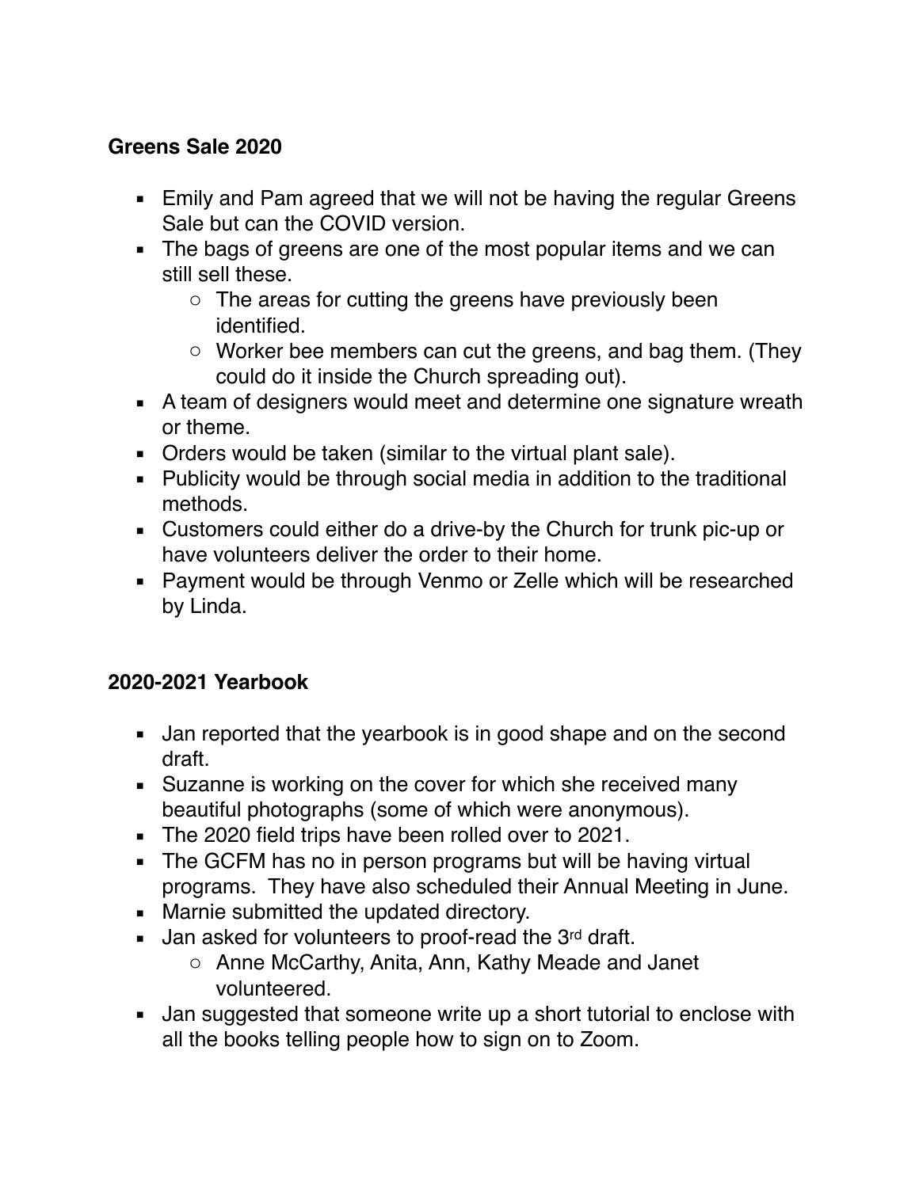**Greens Sale 2020**

- Emily and Pam agreed that we will not be having the regular Greens Sale but can the COVID version.
- The bags of greens are one of the most popular items and we can still sell these.
    - The areas for cutting the greens have previously been identified.
    - Worker bee members can cut the greens, and bag them. (They could do it inside the Church spreading out).
- A team of designers would meet and determine one signature wreath or theme.
- Orders would be taken (similar to the virtual plant sale).
- Publicity would be through social media in addition to the traditional methods.
- Customers could either do a drive-by the Church for trunk pic-up or have volunteers deliver the order to their home.
- Payment would be through Venmo or Zelle which will be researched by Linda.

**2020-2021 Yearbook**

- Jan reported that the yearbook is in good shape and on the second draft.
- Suzanne is working on the cover for which she received many beautiful photographs (some of which were anonymous).
- The 2020 field trips have been rolled over to 2021.
- The GCFM has no in person programs but will be having virtual programs. They have also scheduled their Annual Meeting in June.
- Marnie submitted the updated directory.
- Jan asked for volunteers to proof-read the 3rd draft.
    - Anne McCarthy, Anita, Ann, Kathy Meade and Janet volunteered.
- Jan suggested that someone write up a short tutorial to enclose with all the books telling people how to sign on to Zoom.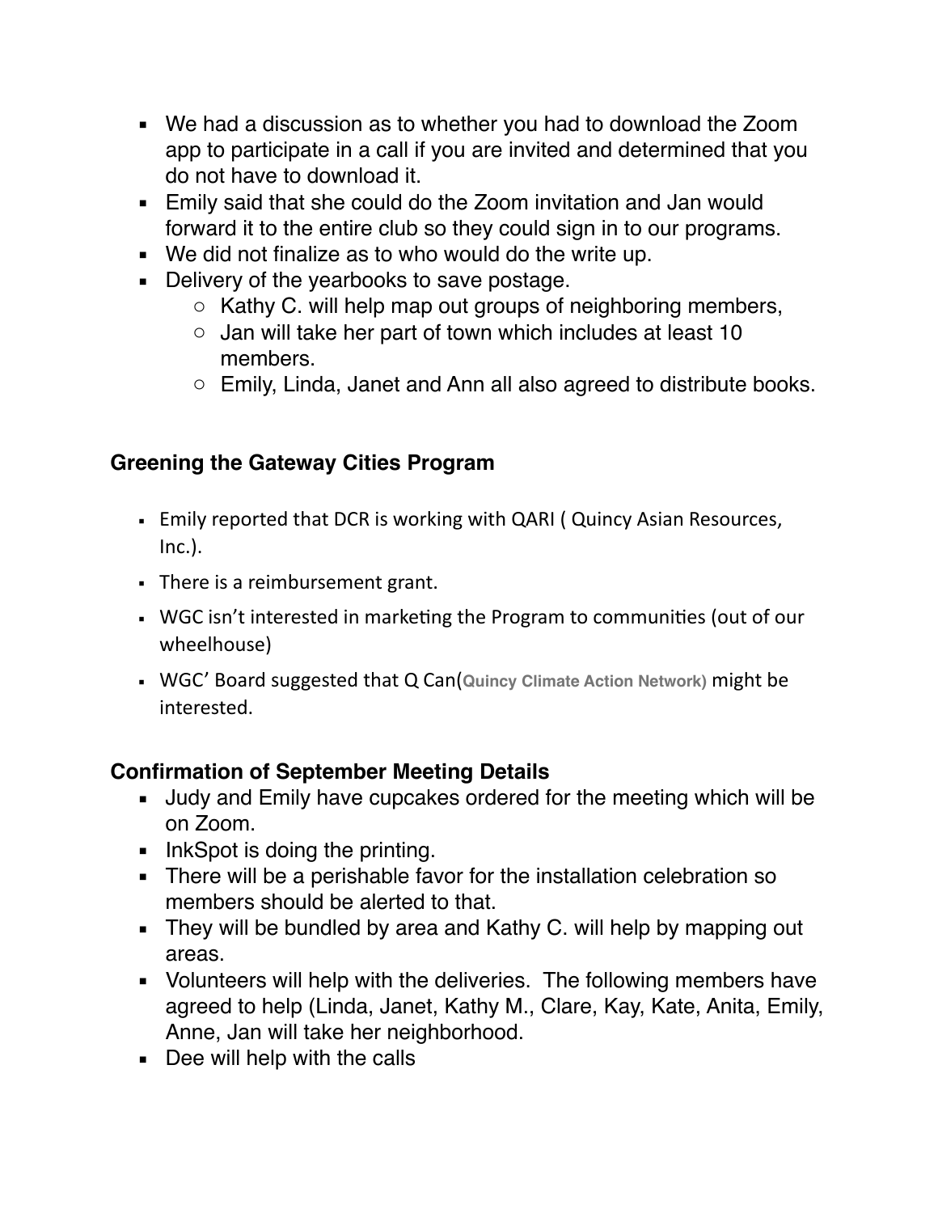- We had a discussion as to whether you had to download the Zoom app to participate in a call if you are invited and determined that you do not have to download it.
- Emily said that she could do the Zoom invitation and Jan would forward it to the entire club so they could sign in to our programs.
- We did not finalize as to who would do the write up.
- Delivery of the yearbooks to save postage.
  - Kathy C. will help map out groups of neighboring members,
  - Jan will take her part of town which includes at least 10 members.
  - Emily, Linda, Janet and Ann all also agreed to distribute books.

### Greening the Gateway Cities Program

- Emily reported that DCR is working with QARI ( Quincy Asian Resources, Inc.).
- There is a reimbursement grant.
- WGC isn't interested in marketing the Program to communities (out of our wheelhouse)
- WGC' Board suggested that Q Can(Quincy Climate Action Network) might be interested.

### Confirmation of September Meeting Details

- Judy and Emily have cupcakes ordered for the meeting which will be on Zoom.
- InkSpot is doing the printing.
- There will be a perishable favor for the installation celebration so members should be alerted to that.
- They will be bundled by area and Kathy C. will help by mapping out areas.
- Volunteers will help with the deliveries. The following members have agreed to help (Linda, Janet, Kathy M., Clare, Kay, Kate, Anita, Emily, Anne, Jan will take her neighborhood.
- Dee will help with the calls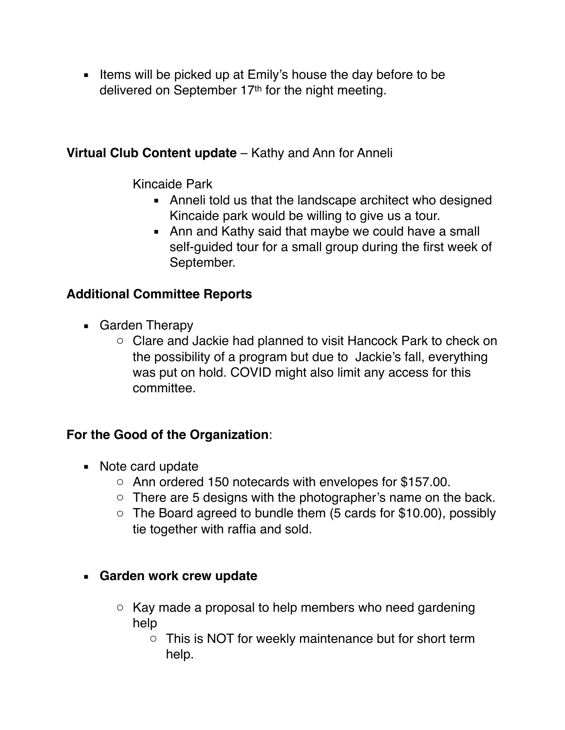- Items will be picked up at Emily's house the day before to be delivered on September 17th for the night meeting.

**Virtual Club Content update** – Kathy and Ann for Anneli

Kincaide Park

- Anneli told us that the landscape architect who designed Kincaide park would be willing to give us a tour.
- Ann and Kathy said that maybe we could have a small self-guided tour for a small group during the first week of September.

**Additional Committee Reports**

- Garden Therapy
  - Clare and Jackie had planned to visit Hancock Park to check on the possibility of a program but due to Jackie's fall, everything was put on hold. COVID might also limit any access for this committee.

**For the Good of the Organization**:

- Note card update
  - Ann ordered 150 notecards with envelopes for $157.00.
  - There are 5 designs with the photographer's name on the back.
  - The Board agreed to bundle them (5 cards for $10.00), possibly tie together with raffia and sold.

- **Garden work crew update**
  - Kay made a proposal to help members who need gardening help
    - This is NOT for weekly maintenance but for short term help.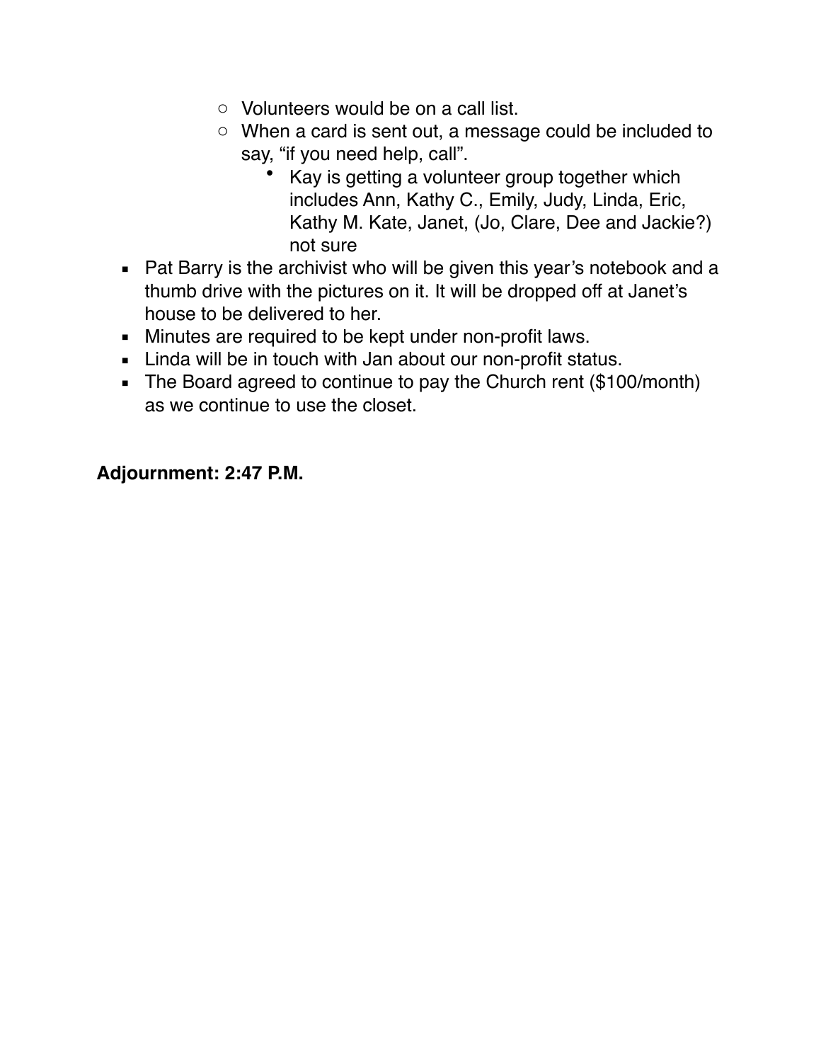- Volunteers would be on a call list.
    - When a card is sent out, a message could be included to say, “if you need help, call”.
        - Kay is getting a volunteer group together which includes Ann, Kathy C., Emily, Judy, Linda, Eric, Kathy M. Kate, Janet, (Jo, Clare, Dee and Jackie?) not sure
- Pat Barry is the archivist who will be given this year’s notebook and a thumb drive with the pictures on it. It will be dropped off at Janet’s house to be delivered to her.
- Minutes are required to be kept under non-profit laws.
- Linda will be in touch with Jan about our non-profit status.
- The Board agreed to continue to pay the Church rent ($100/month) as we continue to use the closet.

**Adjournment: 2:47 P.M.**